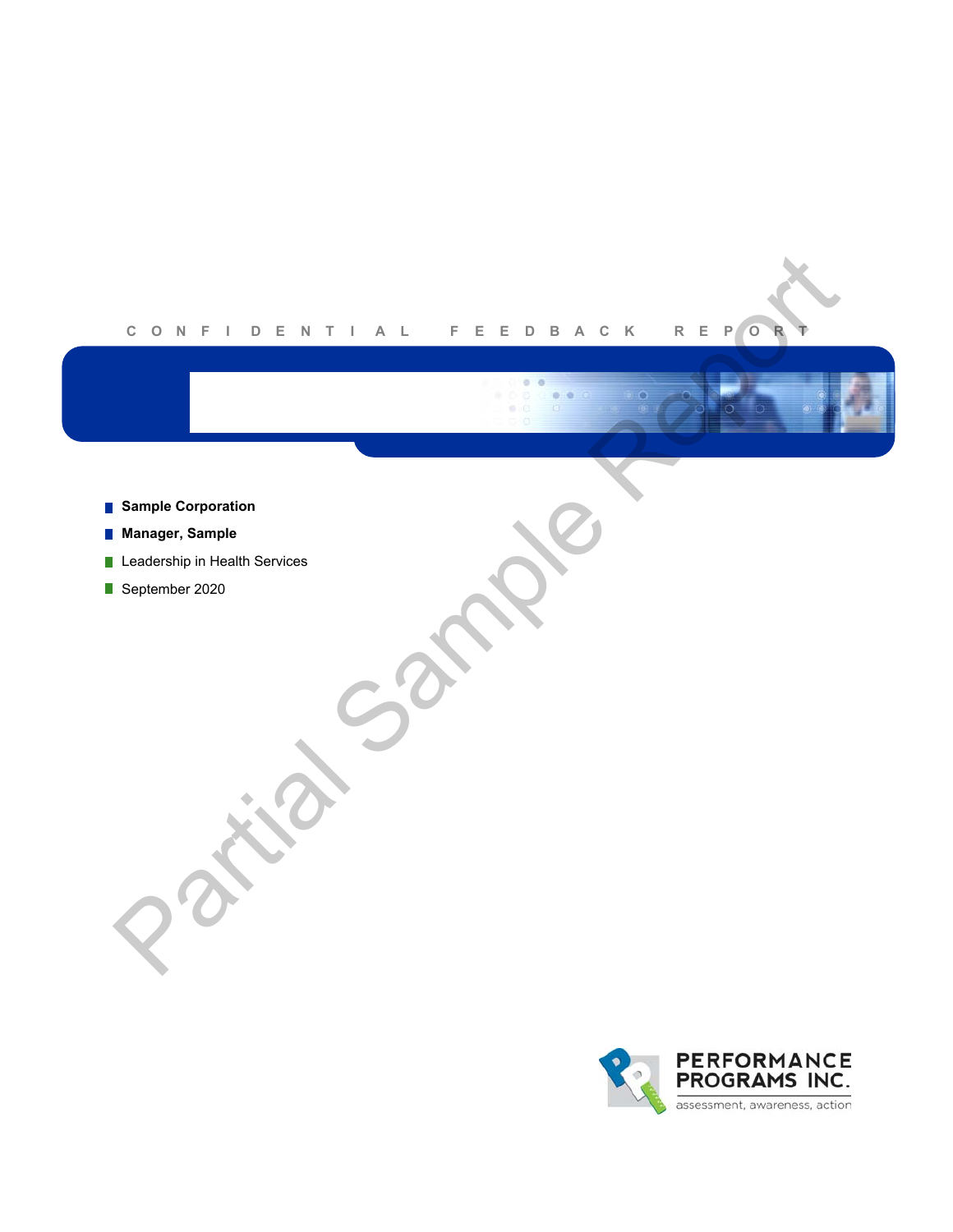CONFIDENTIAL FEEDBACK REPORT

- **Sample Corporation**
- **Manager, Sample**
- Leadership in Health Services
- September 2020

Partial Sample Report

PERFORMANCE PROGRAMS INC.
assessment, awareness, action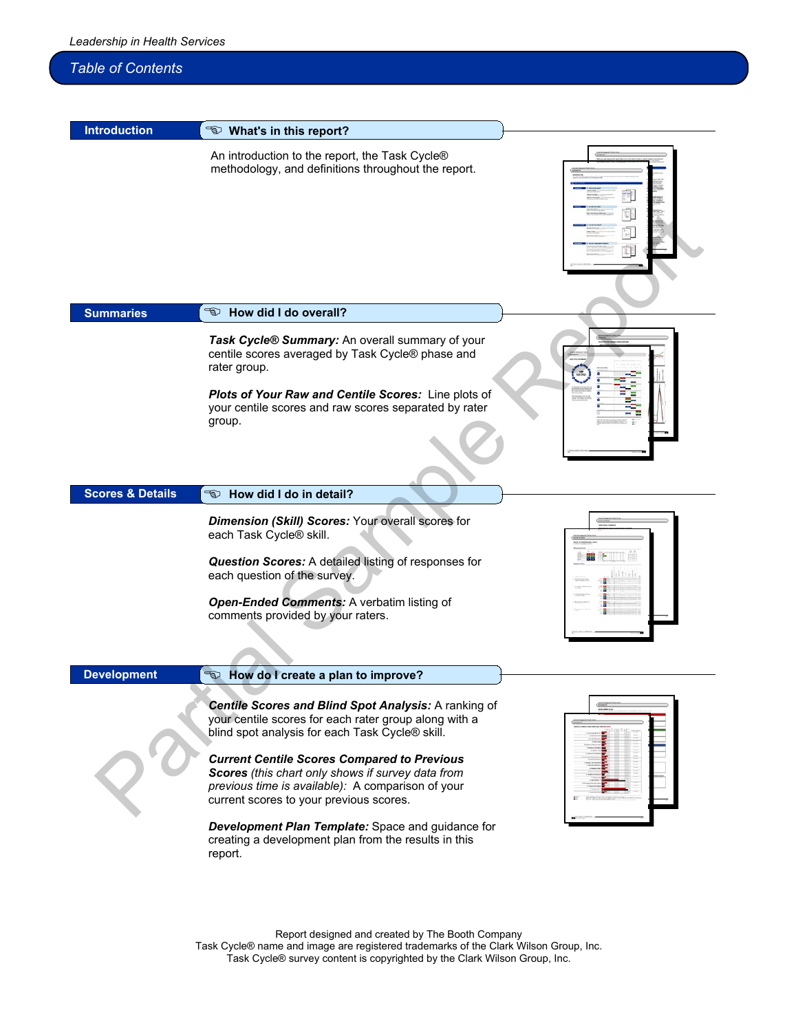# Table of Contents

## Introduction — What's in this report?

An introduction to the report, the Task Cycle® methodology, and definitions throughout the report.

## Summaries — How did I do overall?

***Task Cycle® Summary:*** An overall summary of your centile scores averaged by Task Cycle® phase and rater group.

***Plots of Your Raw and Centile Scores:*** Line plots of your centile scores and raw scores separated by rater group.

## Scores & Details — How did I do in detail?

***Dimension (Skill) Scores:*** Your overall scores for each Task Cycle® skill.

***Question Scores:*** A detailed listing of responses for each question of the survey.

***Open-Ended Comments:*** A verbatim listing of comments provided by your raters.

## Development — How do I create a plan to improve?

***Centile Scores and Blind Spot Analysis:*** A ranking of your centile scores for each rater group along with a blind spot analysis for each Task Cycle® skill.

***Current Centile Scores Compared to Previous Scores*** *(this chart only shows if survey data from previous time is available):* A comparison of your current scores to your previous scores.

***Development Plan Template:*** Space and guidance for creating a development plan from the results in this report.

Report designed and created by The Booth Company
Task Cycle® name and image are registered trademarks of the Clark Wilson Group, Inc.
Task Cycle® survey content is copyrighted by the Clark Wilson Group, Inc.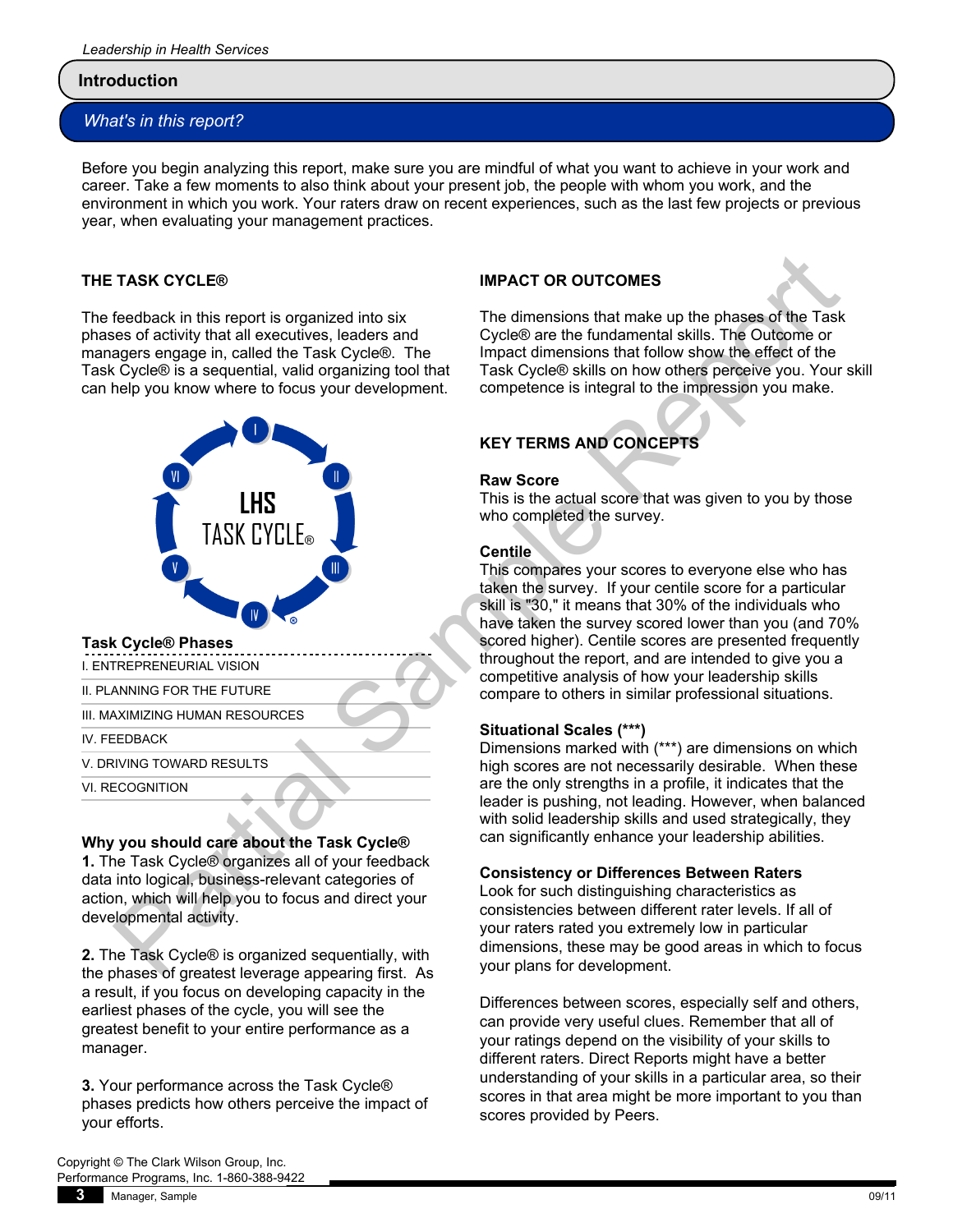## Introduction

### *What's in this report?*

Before you begin analyzing this report, make sure you are mindful of what you want to achieve in your work and career. Take a few moments to also think about your present job, the people with whom you work, and the environment in which you work. Your raters draw on recent experiences, such as the last few projects or previous year, when evaluating your management practices.

**THE TASK CYCLE®**

The feedback in this report is organized into six phases of activity that all executives, leaders and managers engage in, called the Task Cycle®. The Task Cycle® is a sequential, valid organizing tool that can help you know where to focus your development.

LHS
TASK CYCLE®
I
II
III
IV
V
VI

**Task Cycle® Phases**

I. ENTREPRENEURIAL VISION
II. PLANNING FOR THE FUTURE
III. MAXIMIZING HUMAN RESOURCES
IV. FEEDBACK
V. DRIVING TOWARD RESULTS
VI. RECOGNITION

**Why you should care about the Task Cycle®**

**1.** The Task Cycle® organizes all of your feedback data into logical, business-relevant categories of action, which will help you to focus and direct your developmental activity.

**2.** The Task Cycle® is organized sequentially, with the phases of greatest leverage appearing first. As a result, if you focus on developing capacity in the earliest phases of the cycle, you will see the greatest benefit to your entire performance as a manager.

**3.** Your performance across the Task Cycle® phases predicts how others perceive the impact of your efforts.

**IMPACT OR OUTCOMES**

The dimensions that make up the phases of the Task Cycle® are the fundamental skills. The Outcome or Impact dimensions that follow show the effect of the Task Cycle® skills on how others perceive you. Your skill competence is integral to the impression you make.

**KEY TERMS AND CONCEPTS**

**Raw Score**
This is the actual score that was given to you by those who completed the survey.

**Centile**
This compares your scores to everyone else who has taken the survey. If your centile score for a particular skill is "30," it means that 30% of the individuals who have taken the survey scored lower than you (and 70% scored higher). Centile scores are presented frequently throughout the report, and are intended to give you a competitive analysis of how your leadership skills compare to others in similar professional situations.

**Situational Scales (***)**
Dimensions marked with (***) are dimensions on which high scores are not necessarily desirable. When these are the only strengths in a profile, it indicates that the leader is pushing, not leading. However, when balanced with solid leadership skills and used strategically, they can significantly enhance your leadership abilities.

**Consistency or Differences Between Raters**
Look for such distinguishing characteristics as consistencies between different rater levels. If all of your raters rated you extremely low in particular dimensions, these may be good areas in which to focus your plans for development.

Differences between scores, especially self and others, can provide very useful clues. Remember that all of your ratings depend on the visibility of your skills to different raters. Direct Reports might have a better understanding of your skills in a particular area, so their scores in that area might be more important to you than scores provided by Peers.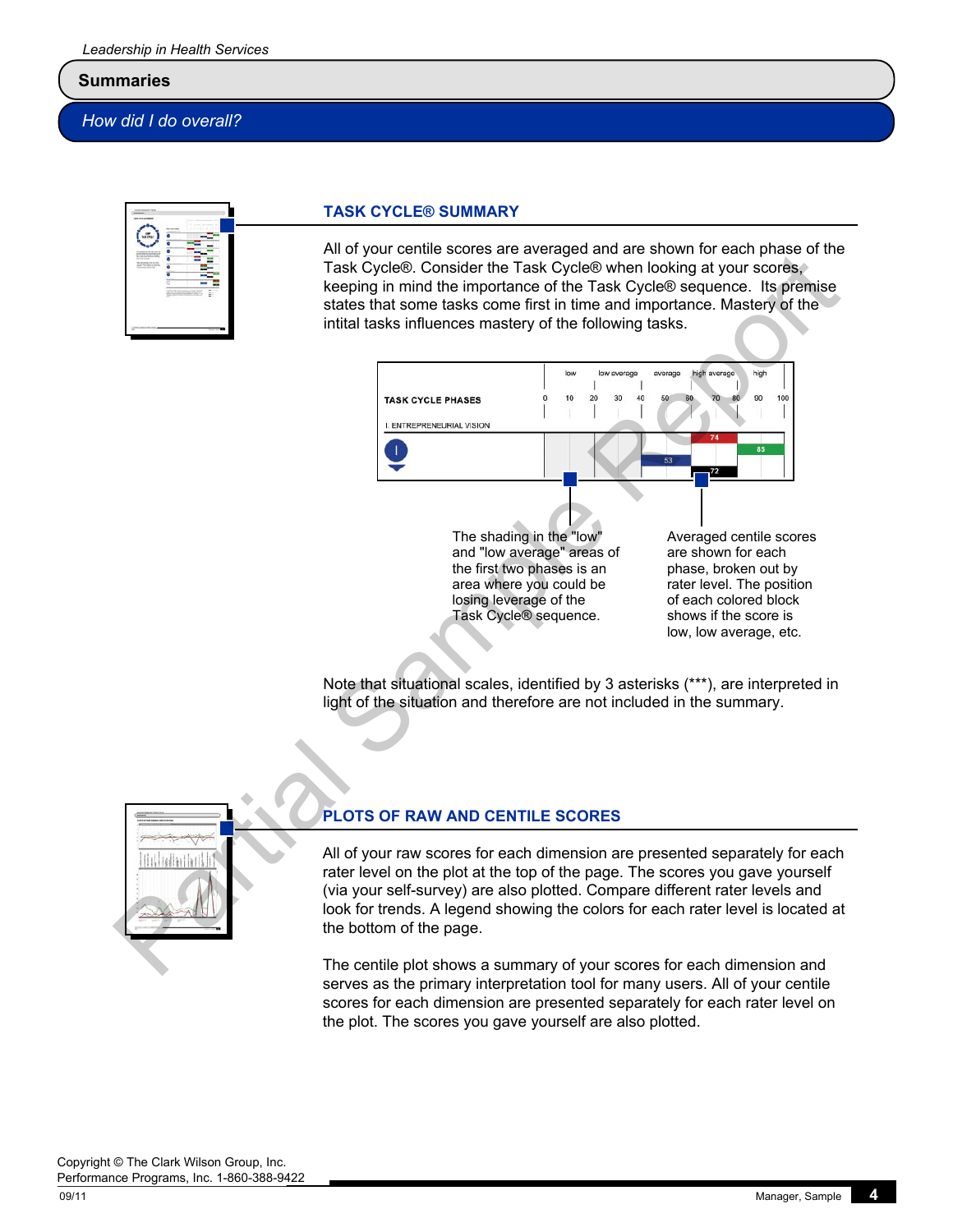## Summaries

### *How did I do overall?*

### TASK CYCLE® SUMMARY

All of your centile scores are averaged and are shown for each phase of the Task Cycle®. Consider the Task Cycle® when looking at your scores, keeping in mind the importance of the Task Cycle® sequence. Its premise states that some tasks come first in time and importance. Mastery of the intital tasks influences mastery of the following tasks.

TASK CYCLE PHASES

low | low average | average | high average | high

0 10 20 30 40 50 60 70 80 90 100

I. ENTREPRENEURIAL VISION

74

85

53

72

The shading in the "low" and "low average" areas of the first two phases is an area where you could be losing leverage of the Task Cycle® sequence.

Averaged centile scores are shown for each phase, broken out by rater level. The position of each colored block shows if the score is low, low average, etc.

Note that situational scales, identified by 3 asterisks (***), are interpreted in light of the situation and therefore are not included in the summary.

### PLOTS OF RAW AND CENTILE SCORES

All of your raw scores for each dimension are presented separately for each rater level on the plot at the top of the page. The scores you gave yourself (via your self-survey) are also plotted. Compare different rater levels and look for trends. A legend showing the colors for each rater level is located at the bottom of the page.

The centile plot shows a summary of your scores for each dimension and serves as the primary interpretation tool for many users. All of your centile scores for each dimension are presented separately for each rater level on the plot. The scores you gave yourself are also plotted.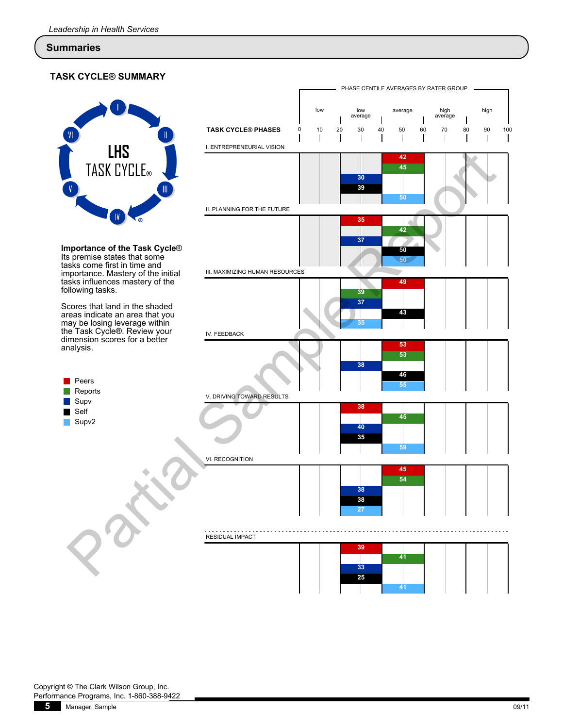## Summaries

### TASK CYCLE® SUMMARY

I
II
III
IV
V
VI
LHS
TASK CYCLE®

**Importance of the Task Cycle®**
Its premise states that some tasks come first in time and importance. Mastery of the initial tasks influences mastery of the following tasks.

Scores that land in the shaded areas indicate an area that you may be losing leverage within the Task Cycle®. Review your dimension scores for a better analysis.

Peers
Reports
Supv
Self
Supv2

PHASE CENTILE AVERAGES BY RATER GROUP

low
low average
average
high average
high

TASK CYCLE® PHASES

0 10 20 30 40 50 60 70 80 90 100

I. ENTREPRENEURIAL VISION
42
45
30
39
50

II. PLANNING FOR THE FUTURE
35
42
37
50
50

III. MAXIMIZING HUMAN RESOURCES
49
39
37
43
35

IV. FEEDBACK
53
53
38
46
55

V. DRIVING TOWARD RESULTS
38
45
40
35
59

VI. RECOGNITION
45
54
38
38
27

RESIDUAL IMPACT
39
41
33
25
41

Partial Sample Report

Copyright © The Clark Wilson Group, Inc.
Performance Programs, Inc. 1-860-388-9422

Manager, Sample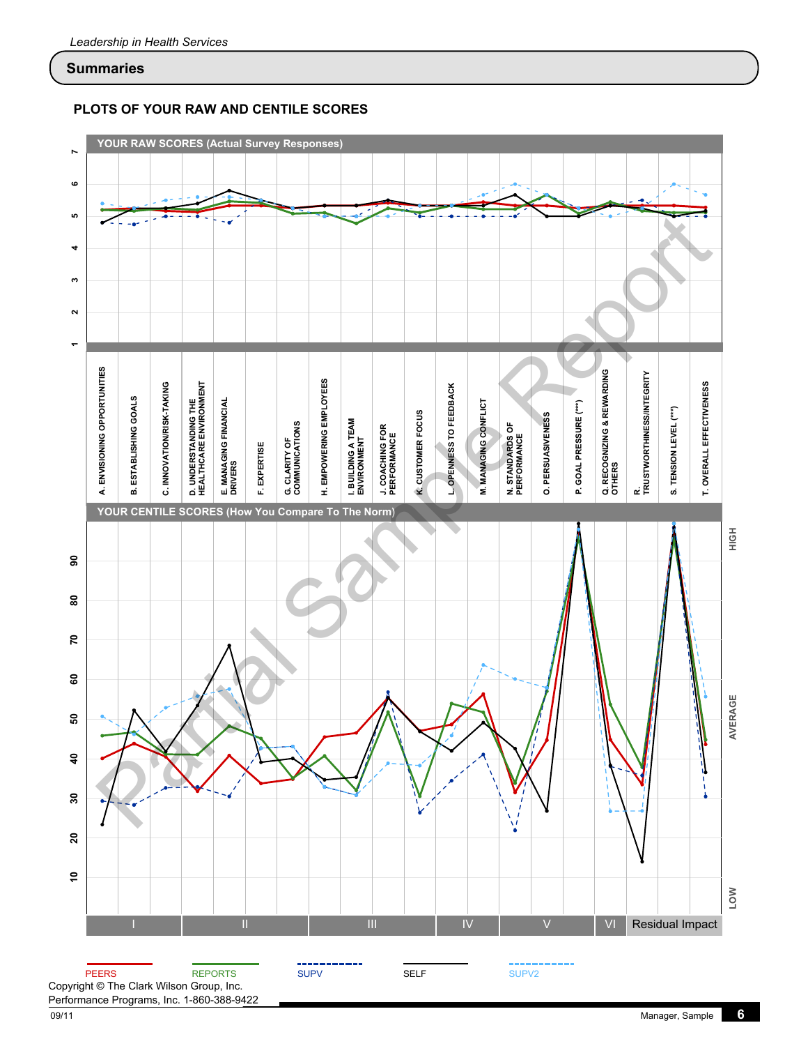## Summaries

### PLOTS OF YOUR RAW AND CENTILE SCORES

YOUR RAW SCORES (Actual Survey Responses)

7
6
5
4
3
2
1

A. ENVISIONING OPPORTUNITIES
B. ESTABLISHING GOALS
C. INNOVATION/RISK-TAKING
D. UNDERSTANDING THE HEALTHCARE ENVIRONMENT
E. MANAGING FINANCIAL DRIVERS
F. EXPERTISE
G. CLARITY OF COMMUNICATIONS
H. EMPOWERING EMPLOYEES
I. BUILDING A TEAM ENVIRONMENT
J. COACHING FOR PERFORMANCE
K. CUSTOMER FOCUS
L. OPENNESS TO FEEDBACK
M. MANAGING CONFLICT
N. STANDARDS OF PERFORMANCE
O. PERSUASIVENESS
P. GOAL PRESSURE (***)
Q. RECOGNIZING & REWARDING OTHERS
R. TRUSTWORTHINESS/INTEGRITY
S. TENSION LEVEL (***)
T. OVERALL EFFECTIVENESS

YOUR CENTILE SCORES (How You Compare To The Norm)

90
80
70
60
50
40
30
20
10

HIGH
AVERAGE
LOW

I
II
III
IV
V
VI
Residual Impact

PEERS
REPORTS
SUPV
SELF
SUPV2

Partial Sample Report

Copyright © The Clark Wilson Group, Inc.
Performance Programs, Inc. 1-860-388-9422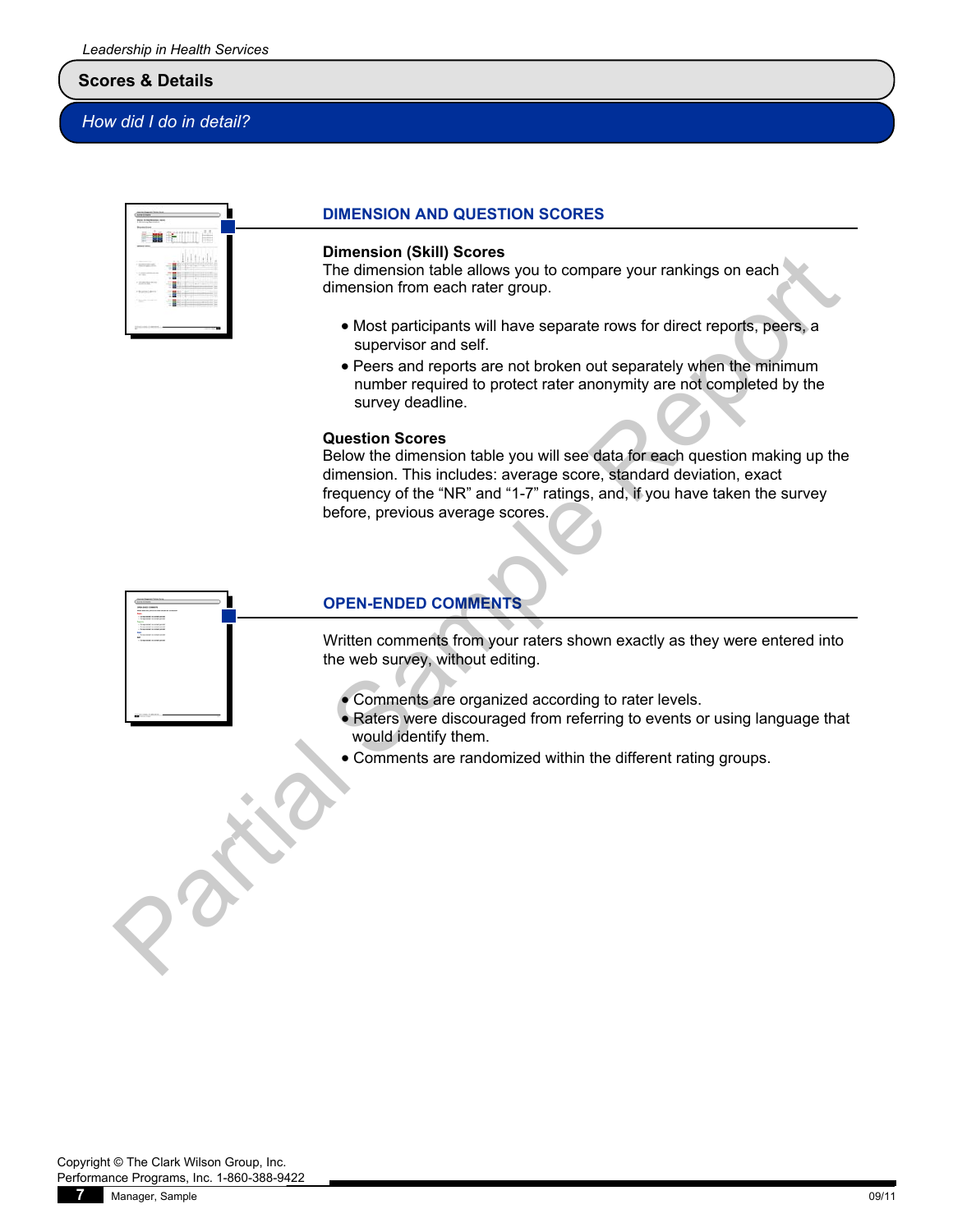## Scores & Details

*How did I do in detail?*

### DIMENSION AND QUESTION SCORES

**Dimension (Skill) Scores**

The dimension table allows you to compare your rankings on each dimension from each rater group.

- Most participants will have separate rows for direct reports, peers, a supervisor and self.
- Peers and reports are not broken out separately when the minimum number required to protect rater anonymity are not completed by the survey deadline.

**Question Scores**

Below the dimension table you will see data for each question making up the dimension. This includes: average score, standard deviation, exact frequency of the “NR” and “1-7” ratings, and, if you have taken the survey before, previous average scores.

### OPEN-ENDED COMMENTS

Written comments from your raters shown exactly as they were entered into the web survey, without editing.

- Comments are organized according to rater levels.
- Raters were discouraged from referring to events or using language that would identify them.
- Comments are randomized within the different rating groups.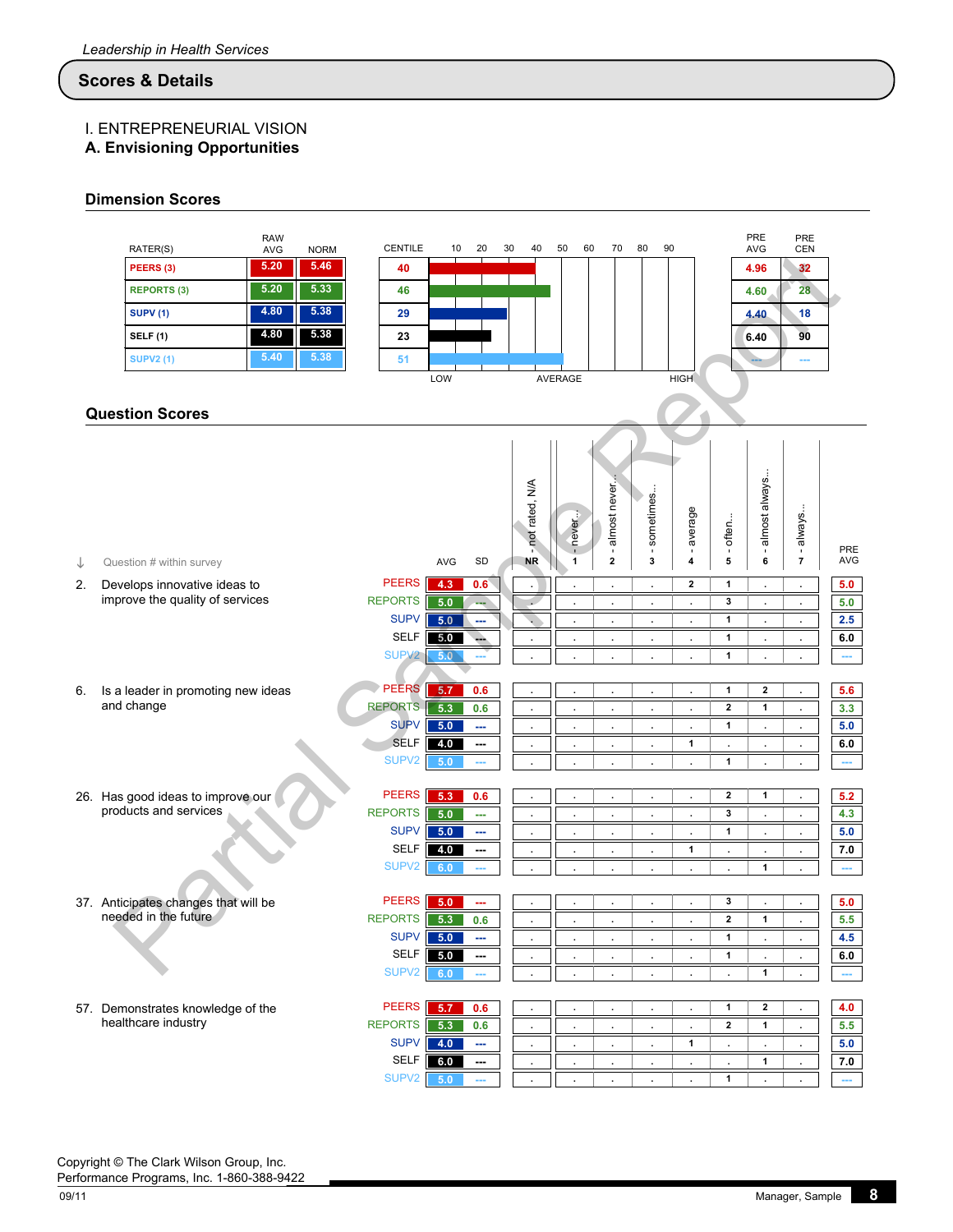*Leadership in Health Services*

## Scores & Details

I. ENTREPRENEURIAL VISION

### A. Envisioning Opportunities

### Dimension Scores

| RATER(S) | RAW AVG | NORM | CENTILE | PRE AVG | PRE CEN |
|---|---|---|---|---|---|
| PEERS (3) | 5.20 | 5.46 | 40 | 4.96 | 32 |
| REPORTS (3) | 5.20 | 5.33 | 46 | 4.60 | 28 |
| SUPV (1) | 4.80 | 5.38 | 29 | 4.40 | 18 |
| SELF (1) | 4.80 | 5.38 | 23 | 6.40 | 90 |
| SUPV2 (1) | 5.40 | 5.38 | 51 | --- | --- |

CENTILE 10 20 30 40 50 60 70 80 90

LOW AVERAGE HIGH

### Question Scores

↓ Question # within survey

| Question | Rater | AVG | SD | NR - not rated, N/A | 1 - never... | 2 - almost never... | 3 - sometimes... | 4 - average | 5 - often... | 6 - almost always... | 7 - always... | PRE AVG |
|---|---|---|---|---|---|---|---|---|---|---|---|---|
| 2. Develops innovative ideas to improve the quality of services | PEERS | 4.3 | 0.6 | . | . | . | . | 2 | 1 | . | . | 5.0 |
| | REPORTS | 5.0 | --- | . | . | . | . | . | 3 | . | . | 5.0 |
| | SUPV | 5.0 | --- | . | . | . | . | . | 1 | . | . | 2.5 |
| | SELF | 5.0 | --- | . | . | . | . | . | 1 | . | . | 6.0 |
| | SUPV2 | 5.0 | --- | . | . | . | . | . | 1 | . | . | --- |
| 6. Is a leader in promoting new ideas and change | PEERS | 5.7 | 0.6 | . | . | . | . | . | 1 | 2 | . | 5.6 |
| | REPORTS | 5.3 | 0.6 | . | . | . | . | . | 2 | 1 | . | 3.3 |
| | SUPV | 5.0 | --- | . | . | . | . | . | 1 | . | . | 5.0 |
| | SELF | 4.0 | --- | . | . | . | . | 1 | . | . | . | 6.0 |
| | SUPV2 | 5.0 | --- | . | . | . | . | . | 1 | . | . | --- |
| 26. Has good ideas to improve our products and services | PEERS | 5.3 | 0.6 | . | . | . | . | . | 2 | 1 | . | 5.2 |
| | REPORTS | 5.0 | --- | . | . | . | . | . | 3 | . | . | 4.3 |
| | SUPV | 5.0 | --- | . | . | . | . | . | 1 | . | . | 5.0 |
| | SELF | 4.0 | --- | . | . | . | . | 1 | . | . | . | 7.0 |
| | SUPV2 | 6.0 | --- | . | . | . | . | . | . | 1 | . | --- |
| 37. Anticipates changes that will be needed in the future | PEERS | 5.0 | --- | . | . | . | . | . | 3 | . | . | 5.0 |
| | REPORTS | 5.3 | 0.6 | . | . | . | . | . | 2 | 1 | . | 5.5 |
| | SUPV | 5.0 | --- | . | . | . | . | . | 1 | . | . | 4.5 |
| | SELF | 5.0 | --- | . | . | . | . | . | 1 | . | . | 6.0 |
| | SUPV2 | 6.0 | --- | . | . | . | . | . | . | 1 | . | --- |
| 57. Demonstrates knowledge of the healthcare industry | PEERS | 5.7 | 0.6 | . | . | . | . | . | 1 | 2 | . | 4.0 |
| | REPORTS | 5.3 | 0.6 | . | . | . | . | . | 2 | 1 | . | 5.5 |
| | SUPV | 4.0 | --- | . | . | . | . | 1 | . | . | . | 5.0 |
| | SELF | 6.0 | --- | . | . | . | . | . | . | 1 | . | 7.0 |
| | SUPV2 | 5.0 | --- | . | . | . | . | . | 1 | . | . | --- |

Copyright © The Clark Wilson Group, Inc.
Performance Programs, Inc. 1-860-388-9422
09/11

Manager, Sample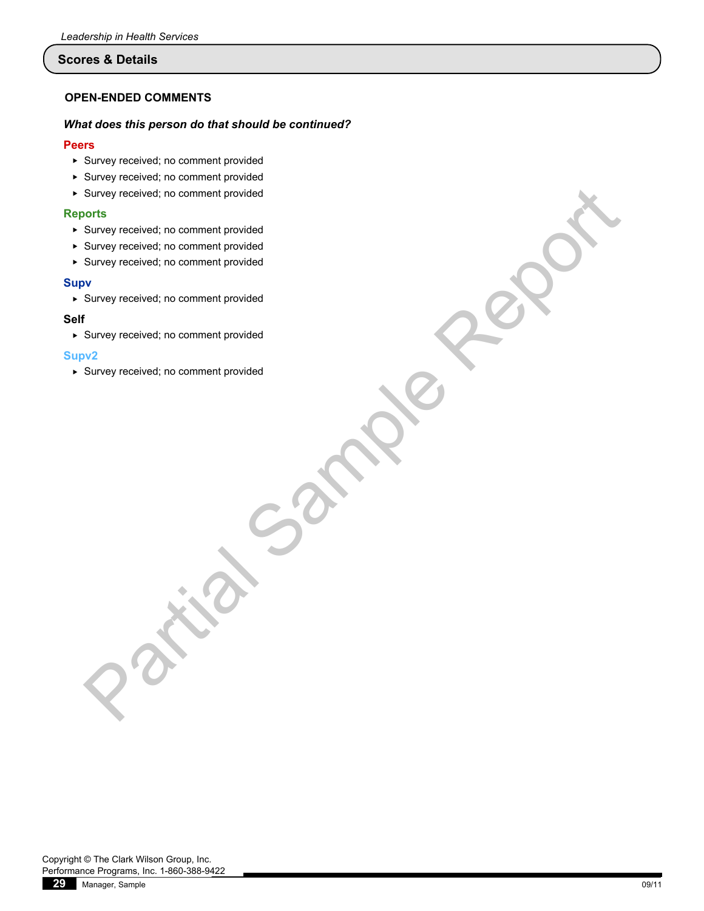## Scores & Details

### OPEN-ENDED COMMENTS

***What does this person do that should be continued?***

**Peers**

- Survey received; no comment provided
- Survey received; no comment provided
- Survey received; no comment provided

**Reports**

- Survey received; no comment provided
- Survey received; no comment provided
- Survey received; no comment provided

**Supv**

- Survey received; no comment provided

**Self**

- Survey received; no comment provided

**Supv2**

- Survey received; no comment provided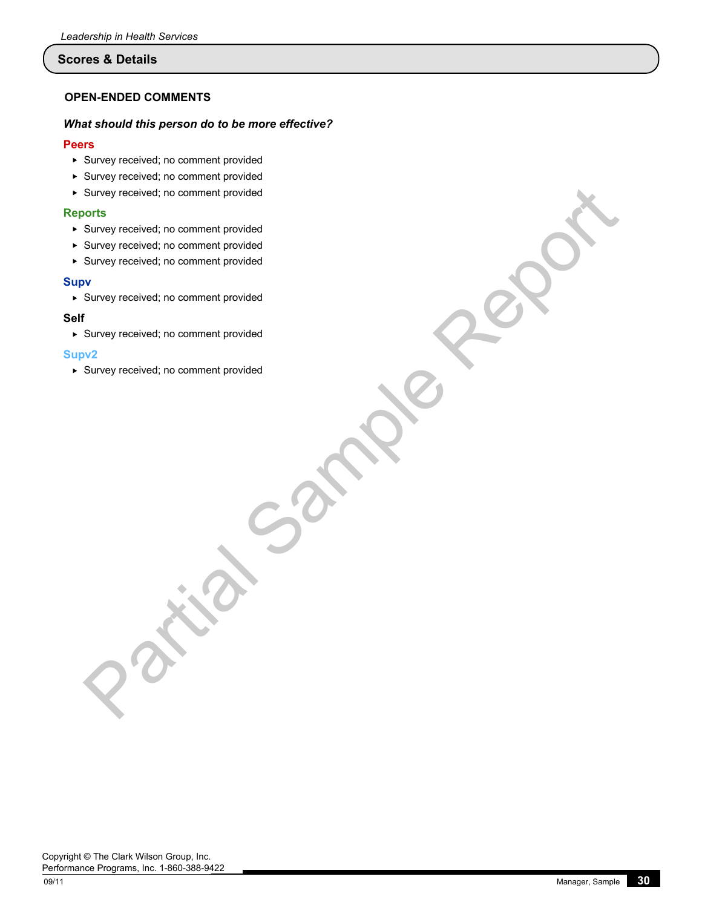## Scores & Details

### OPEN-ENDED COMMENTS

***What should this person do to be more effective?***

**Peers**

- Survey received; no comment provided
- Survey received; no comment provided
- Survey received; no comment provided

**Reports**

- Survey received; no comment provided
- Survey received; no comment provided
- Survey received; no comment provided

**Supv**

- Survey received; no comment provided

**Self**

- Survey received; no comment provided

**Supv2**

- Survey received; no comment provided

Partial Sample Report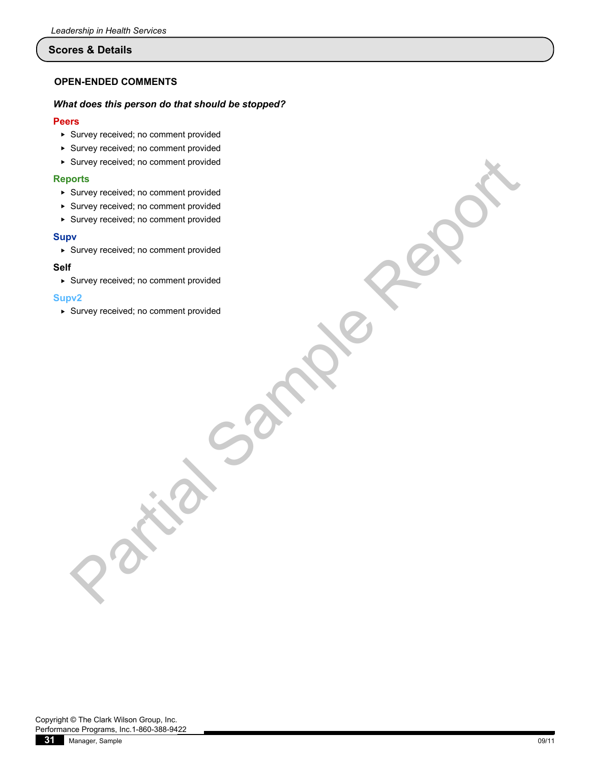## Scores & Details

### OPEN-ENDED COMMENTS

***What does this person do that should be stopped?***

**Peers**

- Survey received; no comment provided
- Survey received; no comment provided
- Survey received; no comment provided

**Reports**

- Survey received; no comment provided
- Survey received; no comment provided
- Survey received; no comment provided

**Supv**

- Survey received; no comment provided

**Self**

- Survey received; no comment provided

**Supv2**

- Survey received; no comment provided

Partial Sample Report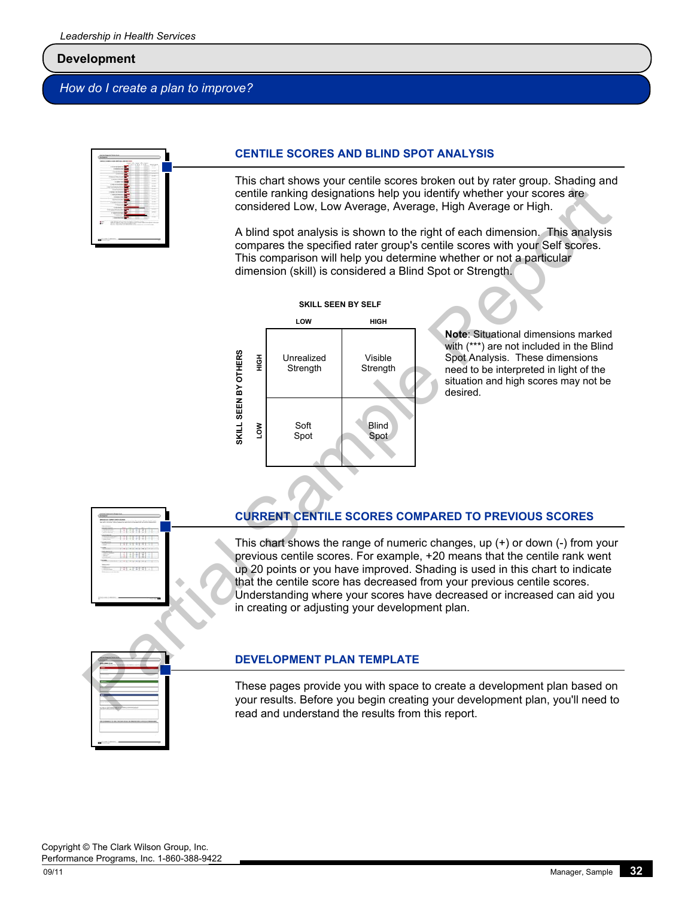## Development

*How do I create a plan to improve?*

### CENTILE SCORES AND BLIND SPOT ANALYSIS

This chart shows your centile scores broken out by rater group. Shading and centile ranking designations help you identify whether your scores are considered Low, Low Average, Average, High Average or High.

A blind spot analysis is shown to the right of each dimension. This analysis compares the specified rater group's centile scores with your Self scores. This comparison will help you determine whether or not a particular dimension (skill) is considered a Blind Spot or Strength.

SKILL SEEN BY SELF

SKILL SEEN BY OTHERS

| | LOW (Self) | HIGH (Self) |
|---|---|---|
| HIGH (Others) | Unrealized Strength | Visible Strength |
| LOW (Others) | Soft Spot | Blind Spot |

**Note**: Situational dimensions marked with (***) are not included in the Blind Spot Analysis. These dimensions need to be interpreted in light of the situation and high scores may not be desired.

### CURRENT CENTILE SCORES COMPARED TO PREVIOUS SCORES

This chart shows the range of numeric changes, up (+) or down (-) from your previous centile scores. For example, +20 means that the centile rank went up 20 points or you have improved. Shading is used in this chart to indicate that the centile score has decreased from your previous centile scores. Understanding where your scores have decreased or increased can aid you in creating or adjusting your development plan.

### DEVELOPMENT PLAN TEMPLATE

These pages provide you with space to create a development plan based on your results. Before you begin creating your development plan, you'll need to read and understand the results from this report.

Copyright © The Clark Wilson Group, Inc.
Performance Programs, Inc. 1-860-388-9422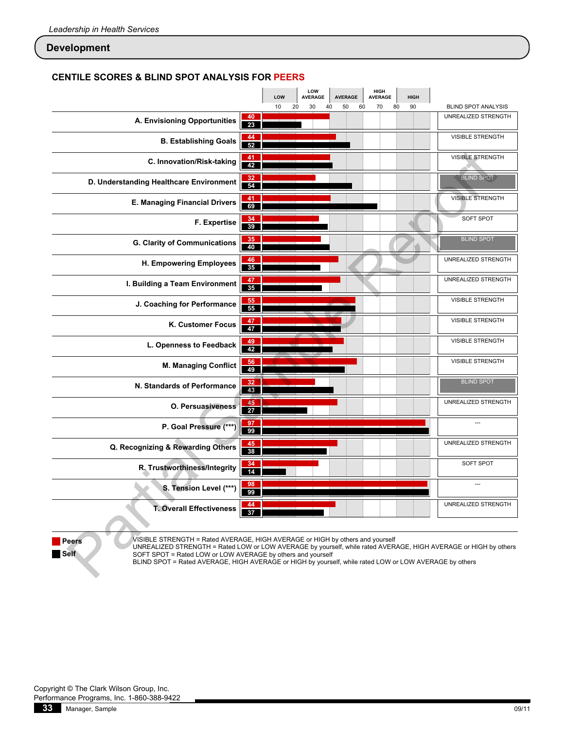## Development

### CENTILE SCORES & BLIND SPOT ANALYSIS FOR PEERS

LOW | LOW AVERAGE | AVERAGE | HIGH AVERAGE | HIGH

10 20 30 40 50 60 70 80 90

BLIND SPOT ANALYSIS

A. Envisioning Opportunities 40 23 UNREALIZED STRENGTH

B. Establishing Goals 44 52 VISIBLE STRENGTH

C. Innovation/Risk-taking 41 42 VISIBLE STRENGTH

D. Understanding Healthcare Environment 32 54 BLIND SPOT

E. Managing Financial Drivers 41 69 VISIBLE STRENGTH

F. Expertise 34 39 SOFT SPOT

G. Clarity of Communications 35 40 BLIND SPOT

H. Empowering Employees 46 35 UNREALIZED STRENGTH

I. Building a Team Environment 47 35 UNREALIZED STRENGTH

J. Coaching for Performance 55 55 VISIBLE STRENGTH

K. Customer Focus 47 47 VISIBLE STRENGTH

L. Openness to Feedback 49 42 VISIBLE STRENGTH

M. Managing Conflict 56 49 VISIBLE STRENGTH

N. Standards of Performance 32 43 BLIND SPOT

O. Persuasiveness 45 27 UNREALIZED STRENGTH

P. Goal Pressure (***) 97 99 ---

Q. Recognizing & Rewarding Others 45 38 UNREALIZED STRENGTH

R. Trustworthiness/Integrity 34 14 SOFT SPOT

S. Tension Level (***) 98 99 ---

T. Overall Effectiveness 44 37 UNREALIZED STRENGTH

Peers

Self

VISIBLE STRENGTH = Rated AVERAGE, HIGH AVERAGE or HIGH by others and yourself
UNREALIZED STRENGTH = Rated LOW or LOW AVERAGE by yourself, while rated AVERAGE, HIGH AVERAGE or HIGH by others
SOFT SPOT = Rated LOW or LOW AVERAGE by others and yourself
BLIND SPOT = Rated AVERAGE, HIGH AVERAGE or HIGH by yourself, while rated LOW or LOW AVERAGE by others

Copyright © The Clark Wilson Group, Inc.
Performance Programs, Inc. 1-860-388-9422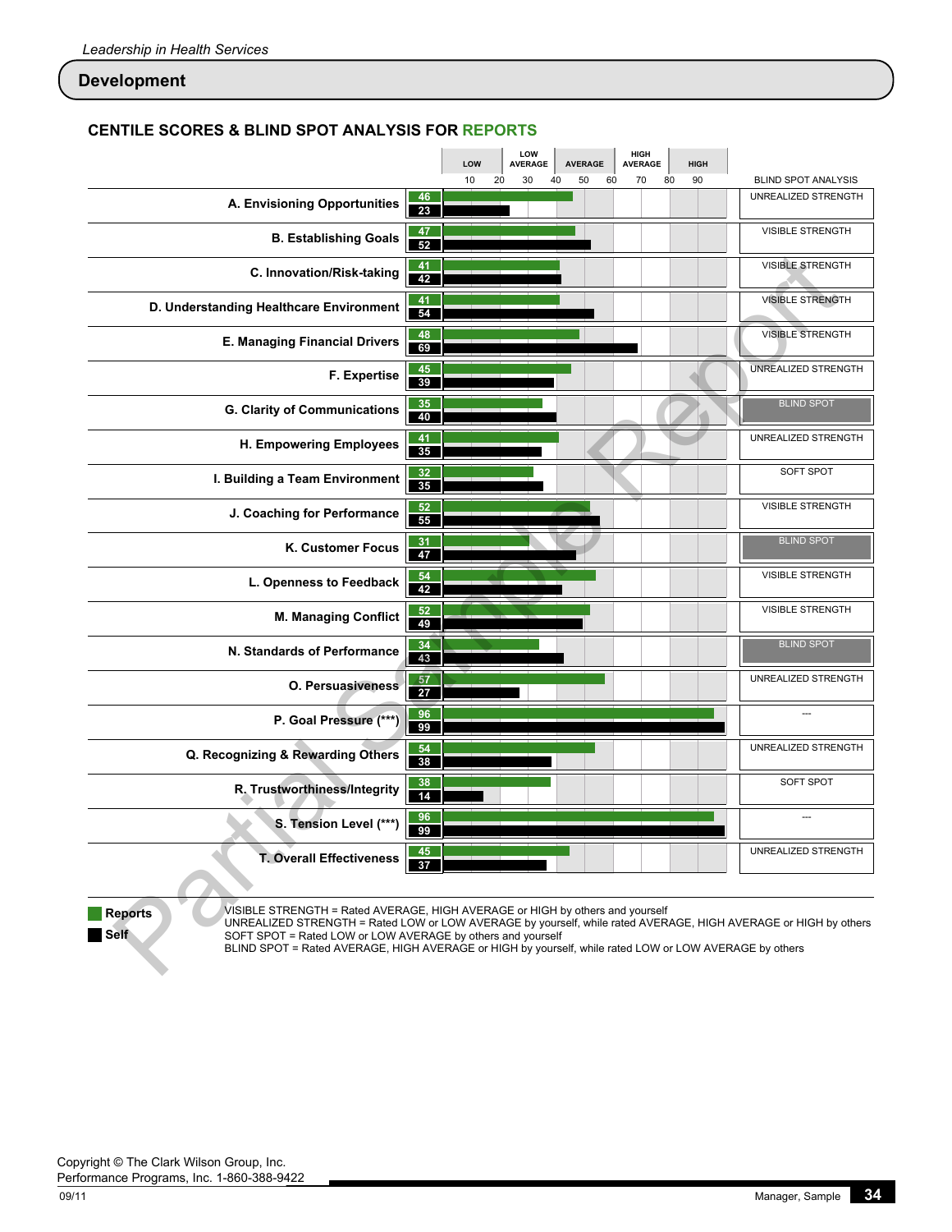## Development

### CENTILE SCORES & BLIND SPOT ANALYSIS FOR REPORTS

LOW | LOW AVERAGE | AVERAGE | HIGH AVERAGE | HIGH

10 20 30 40 50 60 70 80 90

BLIND SPOT ANALYSIS

A. Envisioning Opportunities
46
23
UNREALIZED STRENGTH

B. Establishing Goals
47
52
VISIBLE STRENGTH

C. Innovation/Risk-taking
41
42
VISIBLE STRENGTH

D. Understanding Healthcare Environment
41
54
VISIBLE STRENGTH

E. Managing Financial Drivers
48
69
VISIBLE STRENGTH

F. Expertise
45
39
UNREALIZED STRENGTH

G. Clarity of Communications
35
40
BLIND SPOT

H. Empowering Employees
41
35
UNREALIZED STRENGTH

I. Building a Team Environment
32
35
SOFT SPOT

J. Coaching for Performance
52
55
VISIBLE STRENGTH

K. Customer Focus
31
47
BLIND SPOT

L. Openness to Feedback
54
42
VISIBLE STRENGTH

M. Managing Conflict
52
49
VISIBLE STRENGTH

N. Standards of Performance
34
43
BLIND SPOT

O. Persuasiveness
57
27
UNREALIZED STRENGTH

P. Goal Pressure (***)
96
99
---

Q. Recognizing & Rewarding Others
54
38
UNREALIZED STRENGTH

R. Trustworthiness/Integrity
38
14
SOFT SPOT

S. Tension Level (***)
96
99
---

T. Overall Effectiveness
45
37
UNREALIZED STRENGTH

Reports
Self

VISIBLE STRENGTH = Rated AVERAGE, HIGH AVERAGE or HIGH by others and yourself
UNREALIZED STRENGTH = Rated LOW or LOW AVERAGE by yourself, while rated AVERAGE, HIGH AVERAGE or HIGH by others
SOFT SPOT = Rated LOW or LOW AVERAGE by others and yourself
BLIND SPOT = Rated AVERAGE, HIGH AVERAGE or HIGH by yourself, while rated LOW or LOW AVERAGE by others

Copyright © The Clark Wilson Group, Inc.
Performance Programs, Inc. 1-860-388-9422
09/11
Manager, Sample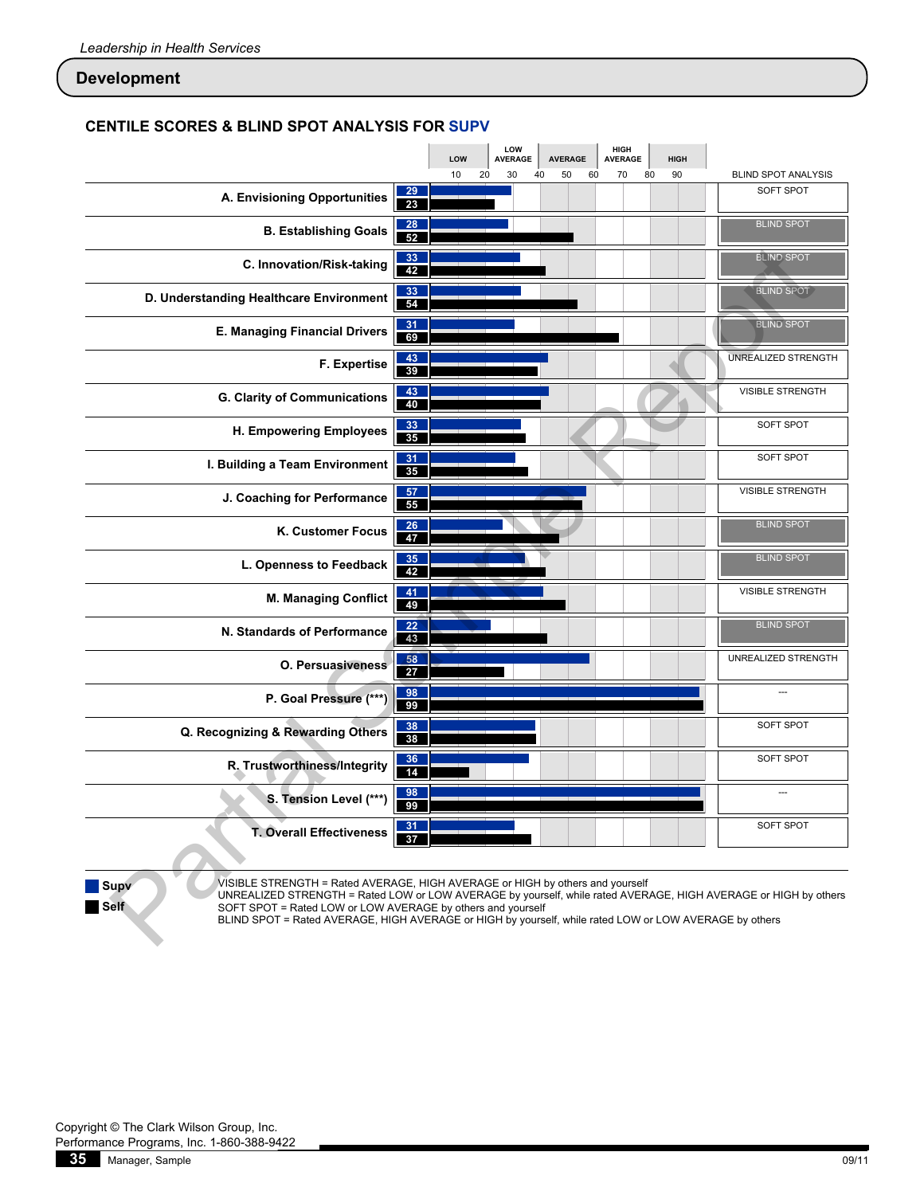## Development

### CENTILE SCORES & BLIND SPOT ANALYSIS FOR SUPV

Scale: LOW (10–20) | LOW AVERAGE (30–40) | AVERAGE (50–60) | HIGH AVERAGE (70–80) | HIGH (90)

| Scale | Supv | Self | BLIND SPOT ANALYSIS |
|---|---|---|---|
| A. Envisioning Opportunities | 29 | 23 | SOFT SPOT |
| B. Establishing Goals | 28 | 52 | BLIND SPOT |
| C. Innovation/Risk-taking | 33 | 42 | BLIND SPOT |
| D. Understanding Healthcare Environment | 33 | 54 | BLIND SPOT |
| E. Managing Financial Drivers | 31 | 69 | BLIND SPOT |
| F. Expertise | 43 | 39 | UNREALIZED STRENGTH |
| G. Clarity of Communications | 43 | 40 | VISIBLE STRENGTH |
| H. Empowering Employees | 33 | 35 | SOFT SPOT |
| I. Building a Team Environment | 31 | 35 | SOFT SPOT |
| J. Coaching for Performance | 57 | 55 | VISIBLE STRENGTH |
| K. Customer Focus | 26 | 47 | BLIND SPOT |
| L. Openness to Feedback | 35 | 42 | BLIND SPOT |
| M. Managing Conflict | 41 | 49 | VISIBLE STRENGTH |
| N. Standards of Performance | 22 | 43 | BLIND SPOT |
| O. Persuasiveness | 58 | 27 | UNREALIZED STRENGTH |
| P. Goal Pressure (***) | 98 | 99 | --- |
| Q. Recognizing & Rewarding Others | 38 | 38 | SOFT SPOT |
| R. Trustworthiness/Integrity | 36 | 14 | SOFT SPOT |
| S. Tension Level (***) | 98 | 99 | --- |
| T. Overall Effectiveness | 31 | 37 | SOFT SPOT |

Supv
Self

VISIBLE STRENGTH = Rated AVERAGE, HIGH AVERAGE or HIGH by others and yourself
UNREALIZED STRENGTH = Rated LOW or LOW AVERAGE by yourself, while rated AVERAGE, HIGH AVERAGE or HIGH by others
SOFT SPOT = Rated LOW or LOW AVERAGE by others and yourself
BLIND SPOT = Rated AVERAGE, HIGH AVERAGE or HIGH by yourself, while rated LOW or LOW AVERAGE by others

Copyright © The Clark Wilson Group, Inc.
Performance Programs, Inc. 1-860-388-9422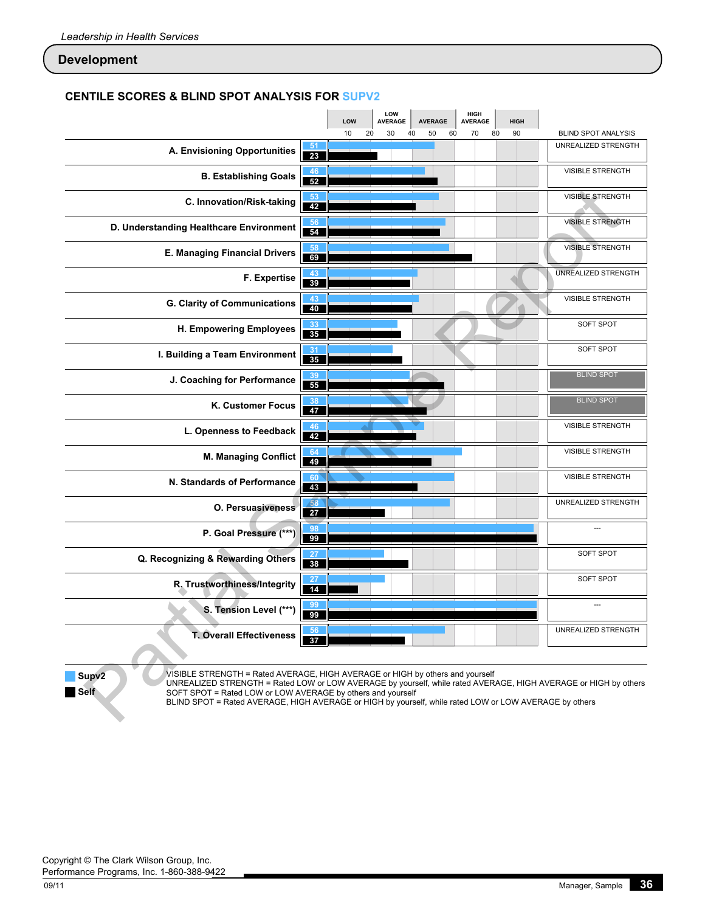## Development

### CENTILE SCORES & BLIND SPOT ANALYSIS FOR SUPV2

LOW | LOW AVERAGE | AVERAGE | HIGH AVERAGE | HIGH

10 20 30 40 50 60 70 80 90

BLIND SPOT ANALYSIS

A. Envisioning Opportunities 51 23 UNREALIZED STRENGTH

B. Establishing Goals 46 52 VISIBLE STRENGTH

C. Innovation/Risk-taking 53 42 VISIBLE STRENGTH

D. Understanding Healthcare Environment 56 54 VISIBLE STRENGTH

E. Managing Financial Drivers 58 69 VISIBLE STRENGTH

F. Expertise 43 39 UNREALIZED STRENGTH

G. Clarity of Communications 43 40 VISIBLE STRENGTH

H. Empowering Employees 33 35 SOFT SPOT

I. Building a Team Environment 31 35 SOFT SPOT

J. Coaching for Performance 39 55 BLIND SPOT

K. Customer Focus 38 47 BLIND SPOT

L. Openness to Feedback 46 42 VISIBLE STRENGTH

M. Managing Conflict 64 49 VISIBLE STRENGTH

N. Standards of Performance 60 43 VISIBLE STRENGTH

O. Persuasiveness 58 27 UNREALIZED STRENGTH

P. Goal Pressure (***) 98 99 ---

Q. Recognizing & Rewarding Others 27 38 SOFT SPOT

R. Trustworthiness/Integrity 27 14 SOFT SPOT

S. Tension Level (***) 99 99 ---

T. Overall Effectiveness 56 37 UNREALIZED STRENGTH

Supv2
Self

VISIBLE STRENGTH = Rated AVERAGE, HIGH AVERAGE or HIGH by others and yourself
UNREALIZED STRENGTH = Rated LOW or LOW AVERAGE by yourself, while rated AVERAGE, HIGH AVERAGE or HIGH by others
SOFT SPOT = Rated LOW or LOW AVERAGE by others and yourself
BLIND SPOT = Rated AVERAGE, HIGH AVERAGE or HIGH by yourself, while rated LOW or LOW AVERAGE by others

Copyright © The Clark Wilson Group, Inc.
Performance Programs, Inc. 1-860-388-9422
09/11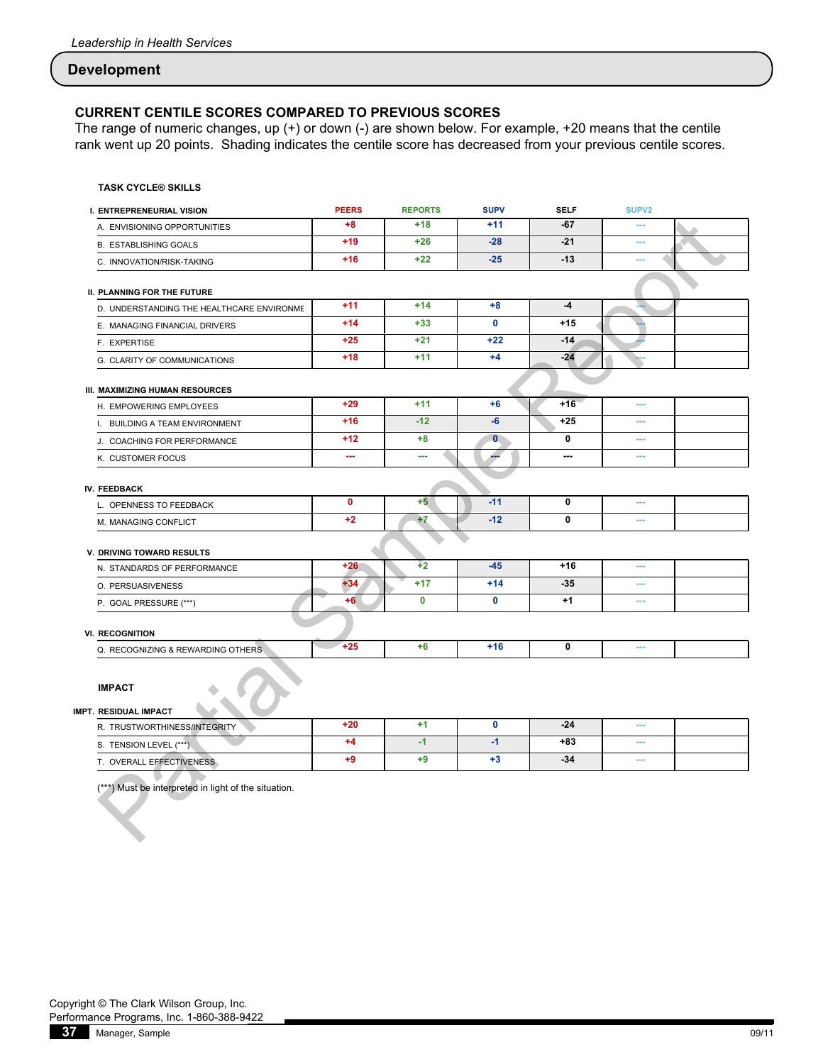## Development

### CURRENT CENTILE SCORES COMPARED TO PREVIOUS SCORES

The range of numeric changes, up (+) or down (-) are shown below. For example, +20 means that the centile rank went up 20 points. Shading indicates the centile score has decreased from your previous centile scores.

**TASK CYCLE® SKILLS**

| I. ENTREPRENEURIAL VISION | PEERS | REPORTS | SUPV | SELF | SUPV2 | |
|---|---|---|---|---|---|---|
| A. ENVISIONING OPPORTUNITIES | +8 | +18 | +11 | -67 | --- | |
| B. ESTABLISHING GOALS | +19 | +26 | -28 | -21 | --- | |
| C. INNOVATION/RISK-TAKING | +16 | +22 | -25 | -13 | --- | |

| II. PLANNING FOR THE FUTURE | PEERS | REPORTS | SUPV | SELF | SUPV2 | |
|---|---|---|---|---|---|---|
| D. UNDERSTANDING THE HEALTHCARE ENVIRONME | +11 | +14 | +8 | -4 | --- | |
| E. MANAGING FINANCIAL DRIVERS | +14 | +33 | 0 | +15 | --- | |
| F. EXPERTISE | +25 | +21 | +22 | -14 | --- | |
| G. CLARITY OF COMMUNICATIONS | +18 | +11 | +4 | -24 | --- | |

| III. MAXIMIZING HUMAN RESOURCES | PEERS | REPORTS | SUPV | SELF | SUPV2 | |
|---|---|---|---|---|---|---|
| H. EMPOWERING EMPLOYEES | +29 | +11 | +6 | +16 | --- | |
| I. BUILDING A TEAM ENVIRONMENT | +16 | -12 | -6 | +25 | --- | |
| J. COACHING FOR PERFORMANCE | +12 | +8 | 0 | 0 | --- | |
| K. CUSTOMER FOCUS | --- | --- | --- | --- | --- | |

| IV. FEEDBACK | PEERS | REPORTS | SUPV | SELF | SUPV2 | |
|---|---|---|---|---|---|---|
| L. OPENNESS TO FEEDBACK | 0 | +5 | -11 | 0 | --- | |
| M. MANAGING CONFLICT | +2 | +7 | -12 | 0 | --- | |

| V. DRIVING TOWARD RESULTS | PEERS | REPORTS | SUPV | SELF | SUPV2 | |
|---|---|---|---|---|---|---|
| N. STANDARDS OF PERFORMANCE | +26 | +2 | -45 | +16 | --- | |
| O. PERSUASIVENESS | +34 | +17 | +14 | -35 | --- | |
| P. GOAL PRESSURE (***) | +6 | 0 | 0 | +1 | --- | |

| VI. RECOGNITION | PEERS | REPORTS | SUPV | SELF | SUPV2 | |
|---|---|---|---|---|---|---|
| Q. RECOGNIZING & REWARDING OTHERS | +25 | +6 | +16 | 0 | --- | |

**IMPACT**

| IMPT. RESIDUAL IMPACT | PEERS | REPORTS | SUPV | SELF | SUPV2 | |
|---|---|---|---|---|---|---|
| R. TRUSTWORTHINESS/INTEGRITY | +20 | +1 | 0 | -24 | --- | |
| S. TENSION LEVEL (***) | +4 | -1 | -1 | +83 | --- | |
| T. OVERALL EFFECTIVENESS | +9 | +9 | +3 | -34 | --- | |

(***) Must be interpreted in light of the situation.

Copyright © The Clark Wilson Group, Inc.
Performance Programs, Inc. 1-860-388-9422
Manager, Sample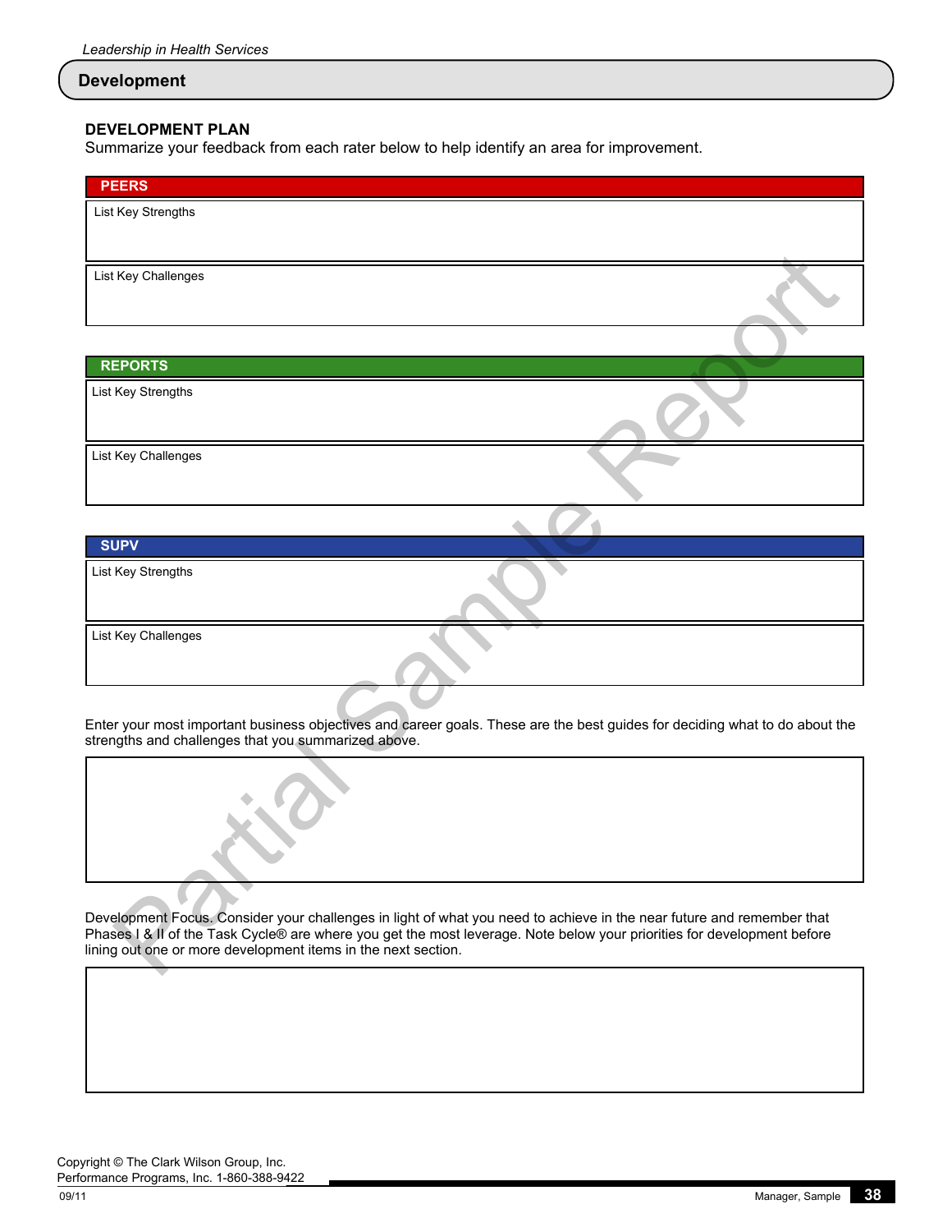## Development

### DEVELOPMENT PLAN

Summarize your feedback from each rater below to help identify an area for improvement.

**PEERS**

List Key Strengths

List Key Challenges

**REPORTS**

List Key Strengths

List Key Challenges

**SUPV**

List Key Strengths

List Key Challenges

Enter your most important business objectives and career goals. These are the best guides for deciding what to do about the strengths and challenges that you summarized above.

Development Focus. Consider your challenges in light of what you need to achieve in the near future and remember that Phases I & II of the Task Cycle® are where you get the most leverage. Note below your priorities for development before lining out one or more development items in the next section.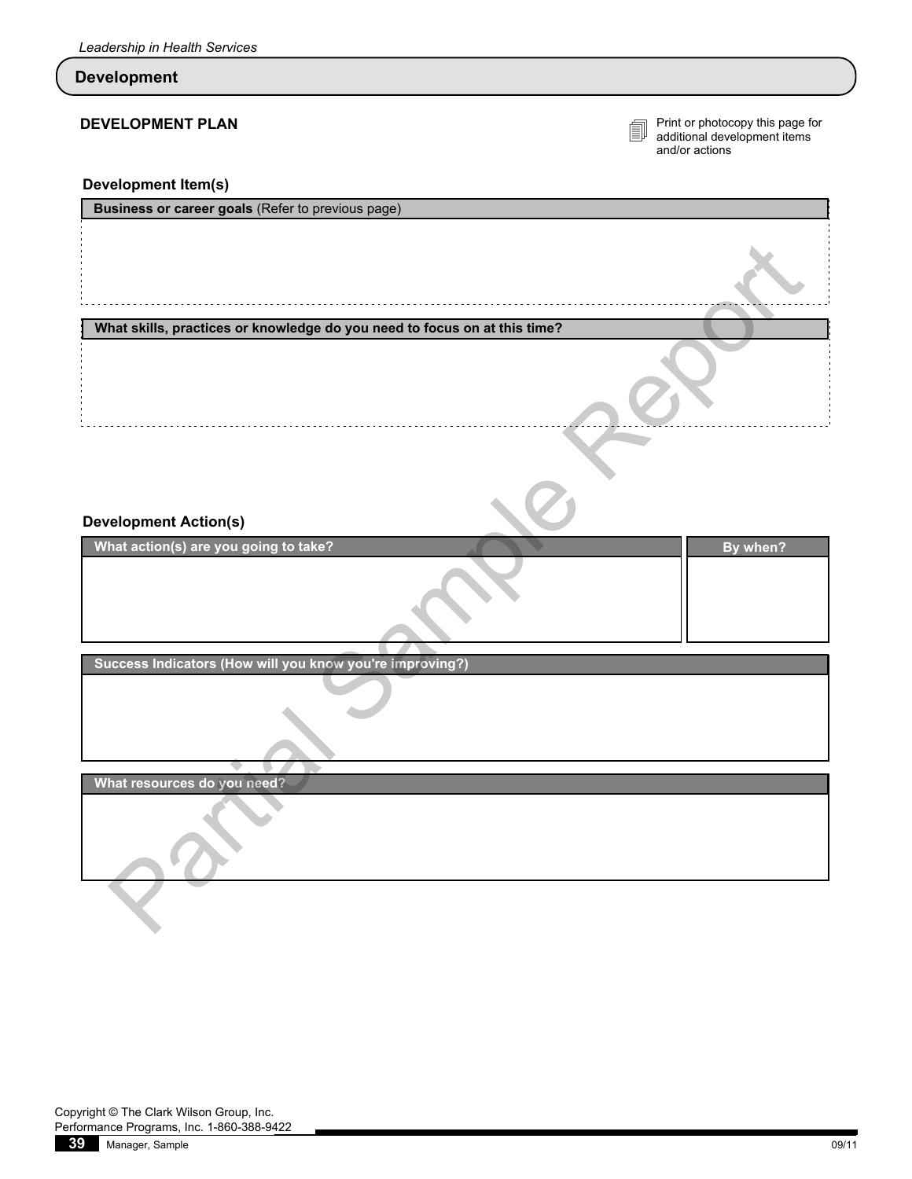## Development

### DEVELOPMENT PLAN

Print or photocopy this page for additional development items and/or actions

#### Development Item(s)

**Business or career goals** (Refer to previous page)

**What skills, practices or knowledge do you need to focus on at this time?**

#### Development Action(s)

| What action(s) are you going to take? | By when? |
|---|---|
| | |

**Success Indicators (How will you know you're improving?)**

**What resources do you need?**

Partial Sample Report

Copyright © The Clark Wilson Group, Inc.
Performance Programs, Inc. 1-860-388-9422

Manager, Sample

09/11